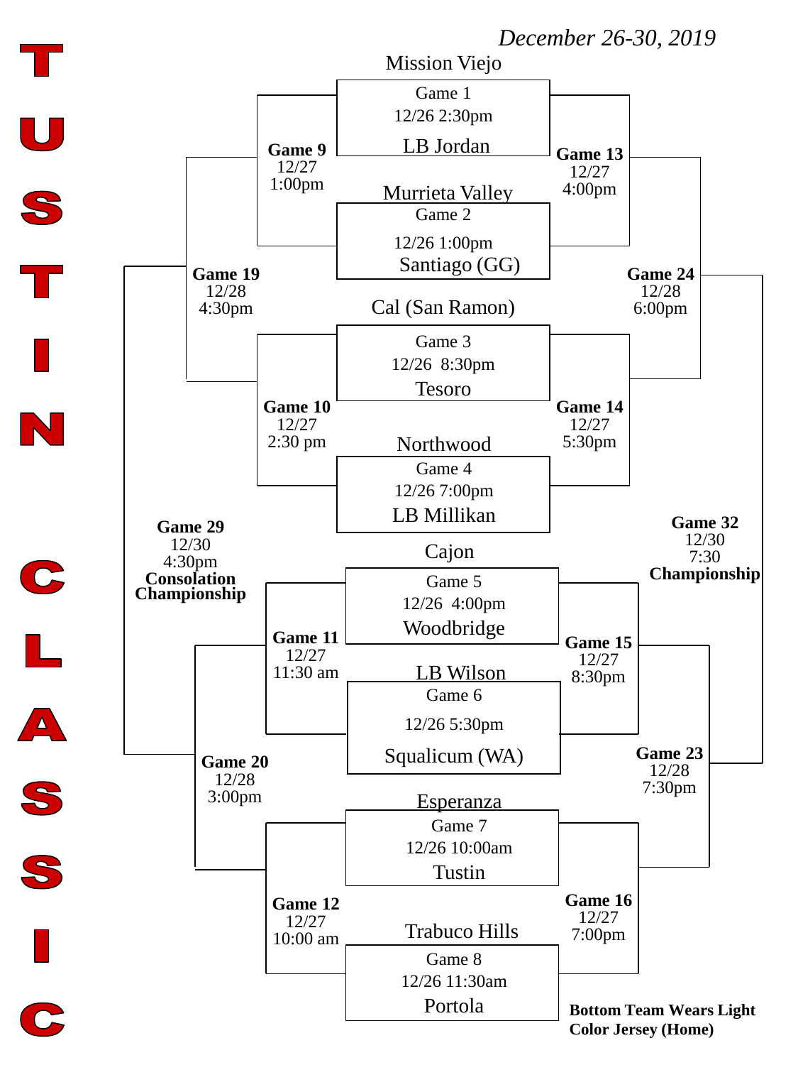# TUSTIN CLASSIC

*December 26-30, 2019*

## First Round

| Game | Date/Time | Top Team | Bottom Team |
| --- | --- | --- | --- |
| Game 1 | 12/26 2:30pm | Mission Viejo | LB Jordan |
| Game 2 | 12/26 1:00pm | Murrieta Valley | Santiago (GG) |
| Game 3 | 12/26 8:30pm | Cal (San Ramon) | Tesoro |
| Game 4 | 12/26 7:00pm | Northwood | LB Millikan |
| Game 5 | 12/26 4:00pm | Cajon | Woodbridge |
| Game 6 | 12/26 5:30pm | LB Wilson | Squalicum (WA) |
| Game 7 | 12/26 10:00am | Esperanza | Tustin |
| Game 8 | 12/26 11:30am | Trabuco Hills | Portola |

## Consolation Bracket

- **Game 9** 12/27 1:00pm
- **Game 10** 12/27 2:30 pm
- **Game 11** 12/27 11:30 am
- **Game 12** 12/27 10:00 am
- **Game 19** 12/28 4:30pm
- **Game 20** 12/28 3:00pm
- **Game 29** 12/30 4:30pm **Consolation Championship**

## Championship Bracket

- **Game 13** 12/27 4:00pm
- **Game 14** 12/27 5:30pm
- **Game 15** 12/27 8:30pm
- **Game 16** 12/27 7:00pm
- **Game 24** 12/28 6:00pm
- **Game 23** 12/28 7:30pm
- **Game 32** 12/30 7:30 **Championship**

**Bottom Team Wears Light Color Jersey (Home)**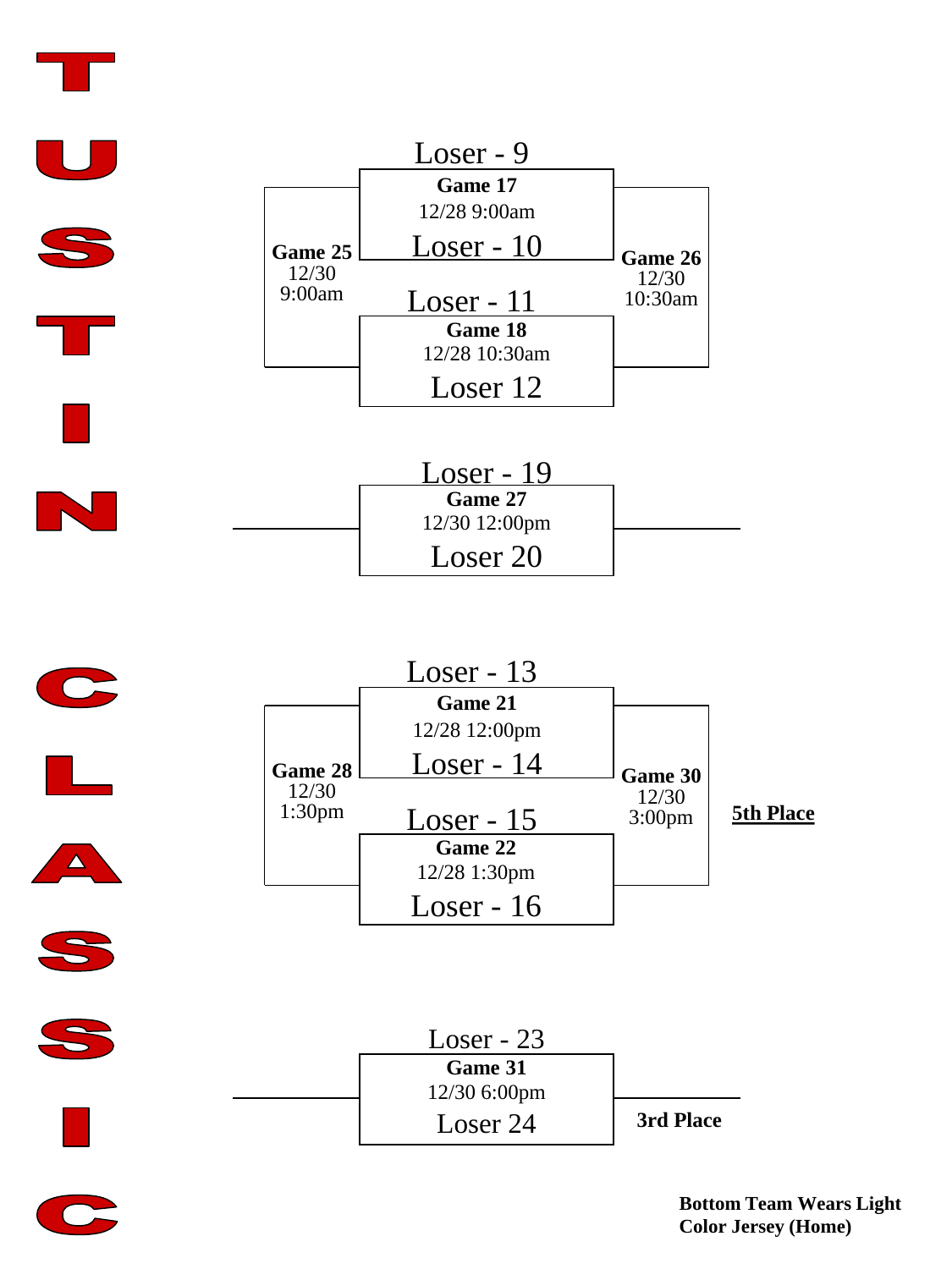TUSTIN CLASSIC

Loser - 9

**Game 17**
12/28 9:00am

Loser - 10

**Game 25**
12/30
9:00am

**Game 26**
12/30
10:30am

Loser - 11

**Game 18**
12/28 10:30am

Loser 12

Loser - 19

**Game 27**
12/30 12:00pm

Loser 20

Loser - 13

**Game 21**
12/28 12:00pm

Loser - 14

**Game 28**
12/30
1:30pm

**Game 30**
12/30
3:00pm

**5th Place**

Loser - 15

**Game 22**
12/28 1:30pm

Loser - 16

Loser - 23

**Game 31**
12/30 6:00pm

Loser 24

**3rd Place**

**Bottom Team Wears Light Color Jersey (Home)**